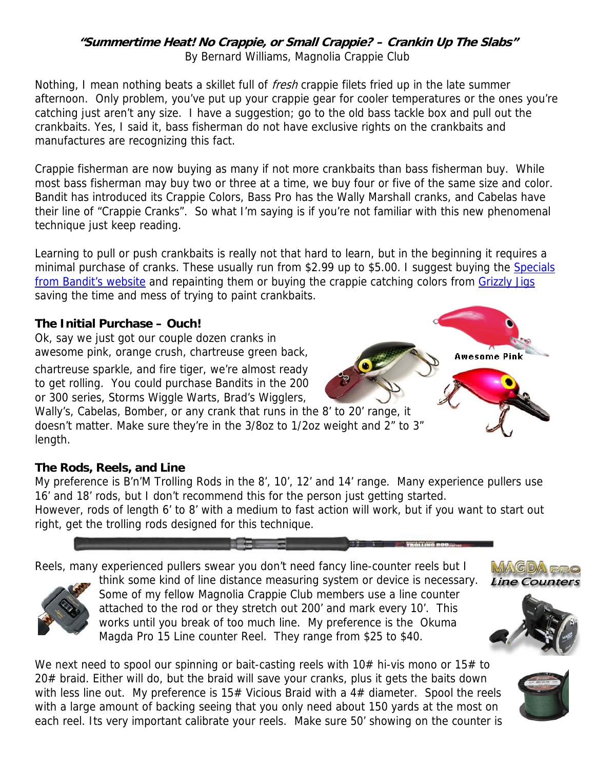# "Summertime Heat! No Crappie, or Small Crappie? – Crankin Up The Slabs"

By Bernard Williams, Magnolia Crappie Club

Nothing, I mean nothing beats a skillet full of *fresh* crappie filets fried up in the late summer afternoon. Only problem, you've put up your crappie gear for cooler temperatures or the ones you're catching just aren't any size. I have a suggestion; go to the old bass tackle box and pull out the crankbaits. Yes, I said it, bass fisherman do not have exclusive rights on the crankbaits and manufactures are recognizing this fact.

Crappie fisherman are now buying as many if not more crankbaits than bass fisherman buy. While most bass fisherman may buy two or three at a time, we buy four or five of the same size and color. Bandit has introduced its Crappie Colors, Bass Pro has the Wally Marshall cranks, and Cabelas have their line of "Crappie Cranks". So what I'm saying is if you're not familiar with this new phenomenal technique just keep reading.

Learning to pull or push crankbaits is really not that hard to learn, but in the beginning it requires a minimal purchase of cranks. These usually run from $2.99 up to $5.00. I suggest buying the Specials from Bandit's website and repainting them or buying the crappie catching colors from Grizzly Jigs saving the time and mess of trying to paint crankbaits.

## The Initial Purchase – Ouch!

Ok, say we just got our couple dozen cranks in awesome pink, orange crush, chartreuse green back, chartreuse sparkle, and fire tiger, we're almost ready to get rolling. You could purchase Bandits in the 200 or 300 series, Storms Wiggle Warts, Brad's Wigglers, Wally's, Cabelas, Bomber, or any crank that runs in the 8' to 20' range, it doesn't matter. Make sure they're in the 3/8oz to 1/2oz weight and 2" to 3" length.

Awesome Pink

## The Rods, Reels, and Line

My preference is B'n'M Trolling Rods in the 8', 10', 12' and 14' range. Many experience pullers use 16' and 18' rods, but I don't recommend this for the person just getting started.
However, rods of length 6' to 8' with a medium to fast action will work, but if you want to start out right, get the trolling rods designed for this technique.

Reels, many experienced pullers swear you don't need fancy line-counter reels but I think some kind of line distance measuring system or device is necessary. Some of my fellow Magnolia Crappie Club members use a line counter attached to the rod or they stretch out 200' and mark every 10'. This works until you break of too much line. My preference is the Okuma Magda Pro 15 Line counter Reel. They range from $25 to $40.

MAGDA PRO Line Counters

We next need to spool our spinning or bait-casting reels with 10# hi-vis mono or 15# to 20# braid. Either will do, but the braid will save your cranks, plus it gets the baits down with less line out. My preference is 15# Vicious Braid with a 4# diameter. Spool the reels with a large amount of backing seeing that you only need about 150 yards at the most on each reel. Its very important calibrate your reels. Make sure 50' showing on the counter is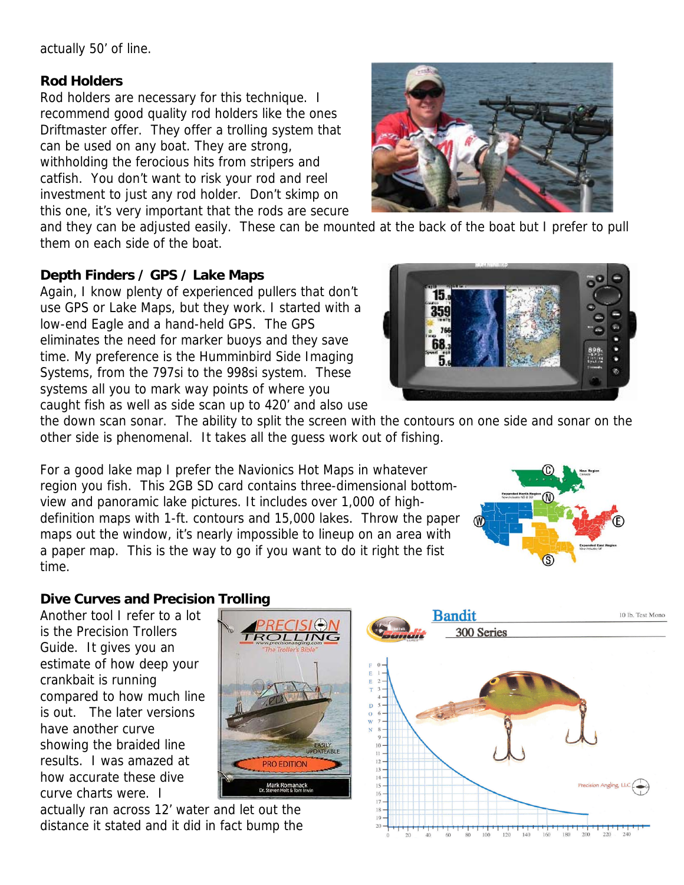actually 50' of line.

### Rod Holders

Rod holders are necessary for this technique. I recommend good quality rod holders like the ones Driftmaster offer. They offer a trolling system that can be used on any boat. They are strong, withholding the ferocious hits from stripers and catfish. You don't want to risk your rod and reel investment to just any rod holder. Don't skimp on this one, it's very important that the rods are secure and they can be adjusted easily. These can be mounted at the back of the boat but I prefer to pull them on each side of the boat.

### Depth Finders / GPS / Lake Maps

Again, I know plenty of experienced pullers that don't use GPS or Lake Maps, but they work. I started with a low-end Eagle and a hand-held GPS. The GPS eliminates the need for marker buoys and they save time. My preference is the Humminbird Side Imaging Systems, from the 797si to the 998si system. These systems all you to mark way points of where you caught fish as well as side scan up to 420' and also use the down scan sonar. The ability to split the screen with the contours on one side and sonar on the other side is phenomenal. It takes all the guess work out of fishing.

For a good lake map I prefer the Navionics Hot Maps in whatever region you fish. This 2GB SD card contains three-dimensional bottom-view and panoramic lake pictures. It includes over 1,000 of high-definition maps with 1-ft. contours and 15,000 lakes. Throw the paper maps out the window, it's nearly impossible to lineup on an area with a paper map. This is the way to go if you want to do it right the fist time.

### Dive Curves and Precision Trolling

Another tool I refer to a lot is the Precision Trollers Guide. It gives you an estimate of how deep your crankbait is running compared to how much line is out. The later versions have another curve showing the braided line results. I was amazed at how accurate these dive curve charts were. I actually ran across 12' water and let out the distance it stated and it did in fact bump the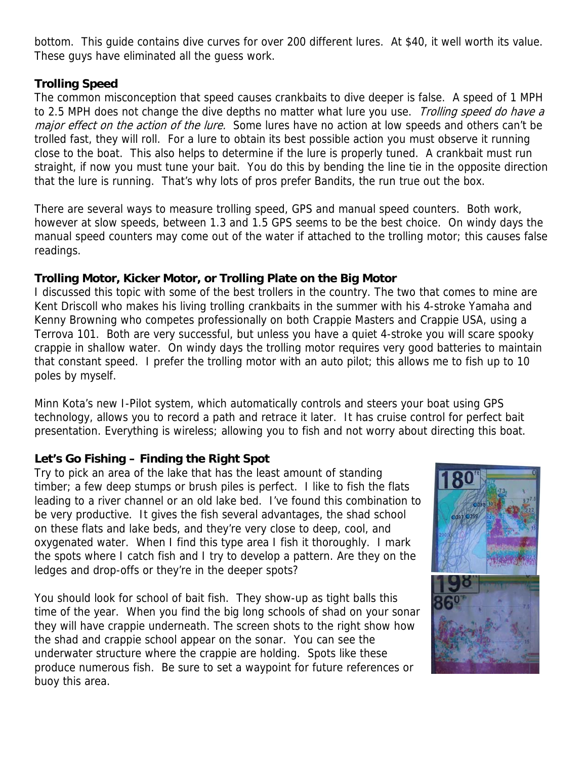bottom. This guide contains dive curves for over 200 different lures. At $40, it well worth its value. These guys have eliminated all the guess work.

**Trolling Speed**

The common misconception that speed causes crankbaits to dive deeper is false. A speed of 1 MPH to 2.5 MPH does not change the dive depths no matter what lure you use. *Trolling speed do have a major effect on the action of the lure.* Some lures have no action at low speeds and others can't be trolled fast, they will roll. For a lure to obtain its best possible action you must observe it running close to the boat. This also helps to determine if the lure is properly tuned. A crankbait must run straight, if now you must tune your bait. You do this by bending the line tie in the opposite direction that the lure is running. That's why lots of pros prefer Bandits, the run true out the box.

There are several ways to measure trolling speed, GPS and manual speed counters. Both work, however at slow speeds, between 1.3 and 1.5 GPS seems to be the best choice. On windy days the manual speed counters may come out of the water if attached to the trolling motor; this causes false readings.

**Trolling Motor, Kicker Motor, or Trolling Plate on the Big Motor**

I discussed this topic with some of the best trollers in the country. The two that comes to mine are Kent Driscoll who makes his living trolling crankbaits in the summer with his 4-stroke Yamaha and Kenny Browning who competes professionally on both Crappie Masters and Crappie USA, using a Terrova 101. Both are very successful, but unless you have a quiet 4-stroke you will scare spooky crappie in shallow water. On windy days the trolling motor requires very good batteries to maintain that constant speed. I prefer the trolling motor with an auto pilot; this allows me to fish up to 10 poles by myself.

Minn Kota's new I-Pilot system, which automatically controls and steers your boat using GPS technology, allows you to record a path and retrace it later. It has cruise control for perfect bait presentation. Everything is wireless; allowing you to fish and not worry about directing this boat.

**Let's Go Fishing – Finding the Right Spot**

Try to pick an area of the lake that has the least amount of standing timber; a few deep stumps or brush piles is perfect. I like to fish the flats leading to a river channel or an old lake bed. I've found this combination to be very productive. It gives the fish several advantages, the shad school on these flats and lake beds, and they're very close to deep, cool, and oxygenated water. When I find this type area I fish it thoroughly. I mark the spots where I catch fish and I try to develop a pattern. Are they on the ledges and drop-offs or they're in the deeper spots?

You should look for school of bait fish. They show-up as tight balls this time of the year. When you find the big long schools of shad on your sonar they will have crappie underneath. The screen shots to the right show how the shad and crappie school appear on the sonar. You can see the underwater structure where the crappie are holding. Spots like these produce numerous fish. Be sure to set a waypoint for future references or buoy this area.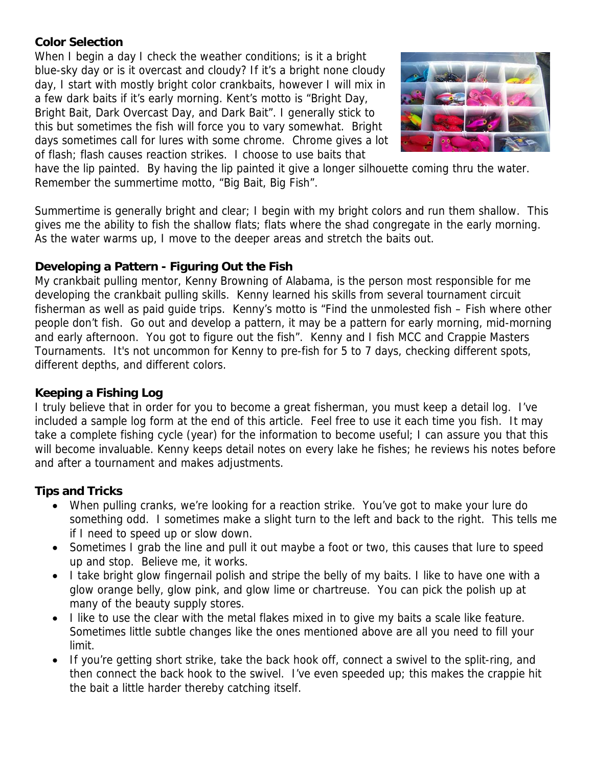### Color Selection

When I begin a day I check the weather conditions; is it a bright blue-sky day or is it overcast and cloudy? If it's a bright none cloudy day, I start with mostly bright color crankbaits, however I will mix in a few dark baits if it's early morning. Kent's motto is "Bright Day, Bright Bait, Dark Overcast Day, and Dark Bait". I generally stick to this but sometimes the fish will force you to vary somewhat. Bright days sometimes call for lures with some chrome. Chrome gives a lot of flash; flash causes reaction strikes. I choose to use baits that have the lip painted. By having the lip painted it give a longer silhouette coming thru the water. Remember the summertime motto, "Big Bait, Big Fish".

Summertime is generally bright and clear; I begin with my bright colors and run them shallow. This gives me the ability to fish the shallow flats; flats where the shad congregate in the early morning. As the water warms up, I move to the deeper areas and stretch the baits out.

### Developing a Pattern - Figuring Out the Fish

My crankbait pulling mentor, Kenny Browning of Alabama, is the person most responsible for me developing the crankbait pulling skills. Kenny learned his skills from several tournament circuit fisherman as well as paid guide trips. Kenny's motto is "Find the unmolested fish – Fish where other people don't fish. Go out and develop a pattern, it may be a pattern for early morning, mid-morning and early afternoon. You got to figure out the fish". Kenny and I fish MCC and Crappie Masters Tournaments. It's not uncommon for Kenny to pre-fish for 5 to 7 days, checking different spots, different depths, and different colors.

### Keeping a Fishing Log

I truly believe that in order for you to become a great fisherman, you must keep a detail log. I've included a sample log form at the end of this article. Feel free to use it each time you fish. It may take a complete fishing cycle (year) for the information to become useful; I can assure you that this will become invaluable. Kenny keeps detail notes on every lake he fishes; he reviews his notes before and after a tournament and makes adjustments.

### Tips and Tricks

- When pulling cranks, we're looking for a reaction strike. You've got to make your lure do something odd. I sometimes make a slight turn to the left and back to the right. This tells me if I need to speed up or slow down.
- Sometimes I grab the line and pull it out maybe a foot or two, this causes that lure to speed up and stop. Believe me, it works.
- I take bright glow fingernail polish and stripe the belly of my baits. I like to have one with a glow orange belly, glow pink, and glow lime or chartreuse. You can pick the polish up at many of the beauty supply stores.
- I like to use the clear with the metal flakes mixed in to give my baits a scale like feature. Sometimes little subtle changes like the ones mentioned above are all you need to fill your limit.
- If you're getting short strike, take the back hook off, connect a swivel to the split-ring, and then connect the back hook to the swivel. I've even speeded up; this makes the crappie hit the bait a little harder thereby catching itself.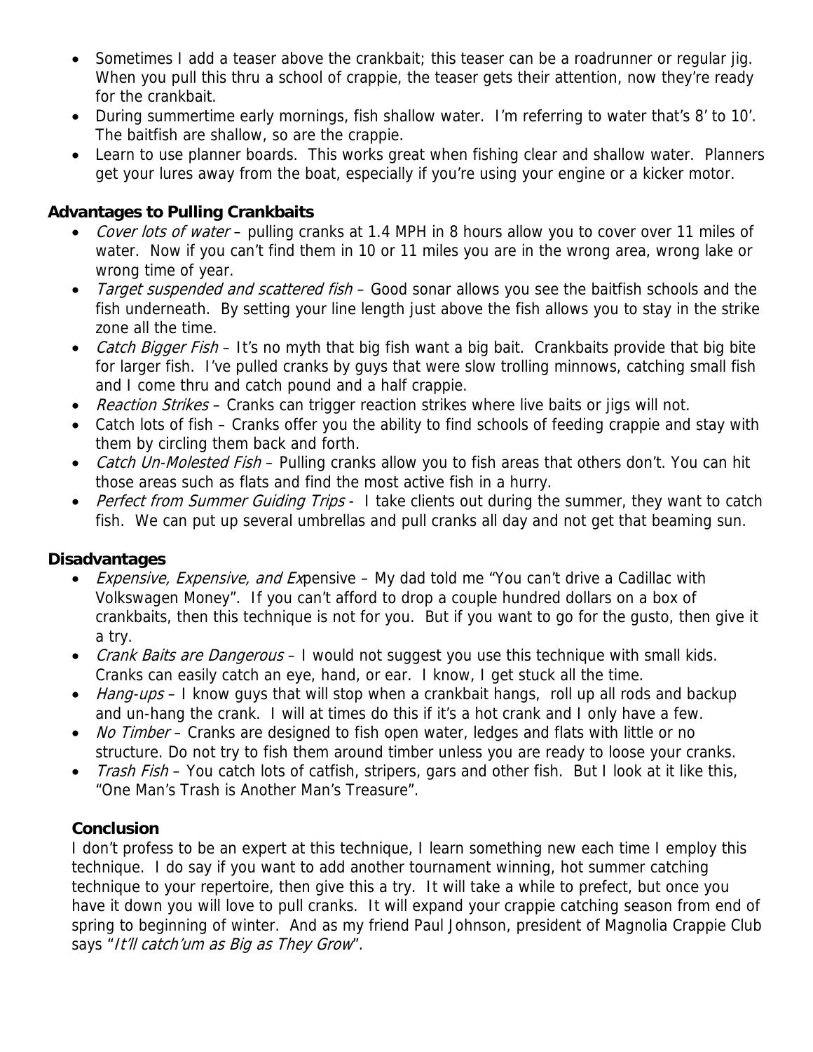- Sometimes I add a teaser above the crankbait; this teaser can be a roadrunner or regular jig. When you pull this thru a school of crappie, the teaser gets their attention, now they're ready for the crankbait.
- During summertime early mornings, fish shallow water. I'm referring to water that's 8' to 10'. The baitfish are shallow, so are the crappie.
- Learn to use planner boards. This works great when fishing clear and shallow water. Planners get your lures away from the boat, especially if you're using your engine or a kicker motor.

### Advantages to Pulling Crankbaits

- *Cover lots of water* – pulling cranks at 1.4 MPH in 8 hours allow you to cover over 11 miles of water. Now if you can't find them in 10 or 11 miles you are in the wrong area, wrong lake or wrong time of year.
- *Target suspended and scattered fish* – Good sonar allows you see the baitfish schools and the fish underneath. By setting your line length just above the fish allows you to stay in the strike zone all the time.
- *Catch Bigger Fish* – It's no myth that big fish want a big bait. Crankbaits provide that big bite for larger fish. I've pulled cranks by guys that were slow trolling minnows, catching small fish and I come thru and catch pound and a half crappie.
- *Reaction Strikes* – Cranks can trigger reaction strikes where live baits or jigs will not.
- Catch lots of fish – Cranks offer you the ability to find schools of feeding crappie and stay with them by circling them back and forth.
- *Catch Un-Molested Fish* – Pulling cranks allow you to fish areas that others don't. You can hit those areas such as flats and find the most active fish in a hurry.
- *Perfect from Summer Guiding Trips* - I take clients out during the summer, they want to catch fish. We can put up several umbrellas and pull cranks all day and not get that beaming sun.

### Disadvantages

- *Expensive, Expensive, and Ex*pensive – My dad told me "You can't drive a Cadillac with Volkswagen Money". If you can't afford to drop a couple hundred dollars on a box of crankbaits, then this technique is not for you. But if you want to go for the gusto, then give it a try.
- *Crank Baits are Dangerous* – I would not suggest you use this technique with small kids. Cranks can easily catch an eye, hand, or ear. I know, I get stuck all the time.
- *Hang-ups* – I know guys that will stop when a crankbait hangs, roll up all rods and backup and un-hang the crank. I will at times do this if it's a hot crank and I only have a few.
- *No Timber* – Cranks are designed to fish open water, ledges and flats with little or no structure. Do not try to fish them around timber unless you are ready to loose your cranks.
- *Trash Fish* – You catch lots of catfish, stripers, gars and other fish. But I look at it like this, "One Man's Trash is Another Man's Treasure".

### Conclusion

I don't profess to be an expert at this technique, I learn something new each time I employ this technique. I do say if you want to add another tournament winning, hot summer catching technique to your repertoire, then give this a try. It will take a while to prefect, but once you have it down you will love to pull cranks. It will expand your crappie catching season from end of spring to beginning of winter. And as my friend Paul Johnson, president of Magnolia Crappie Club says "*It'll catch'um as Big as They Grow*".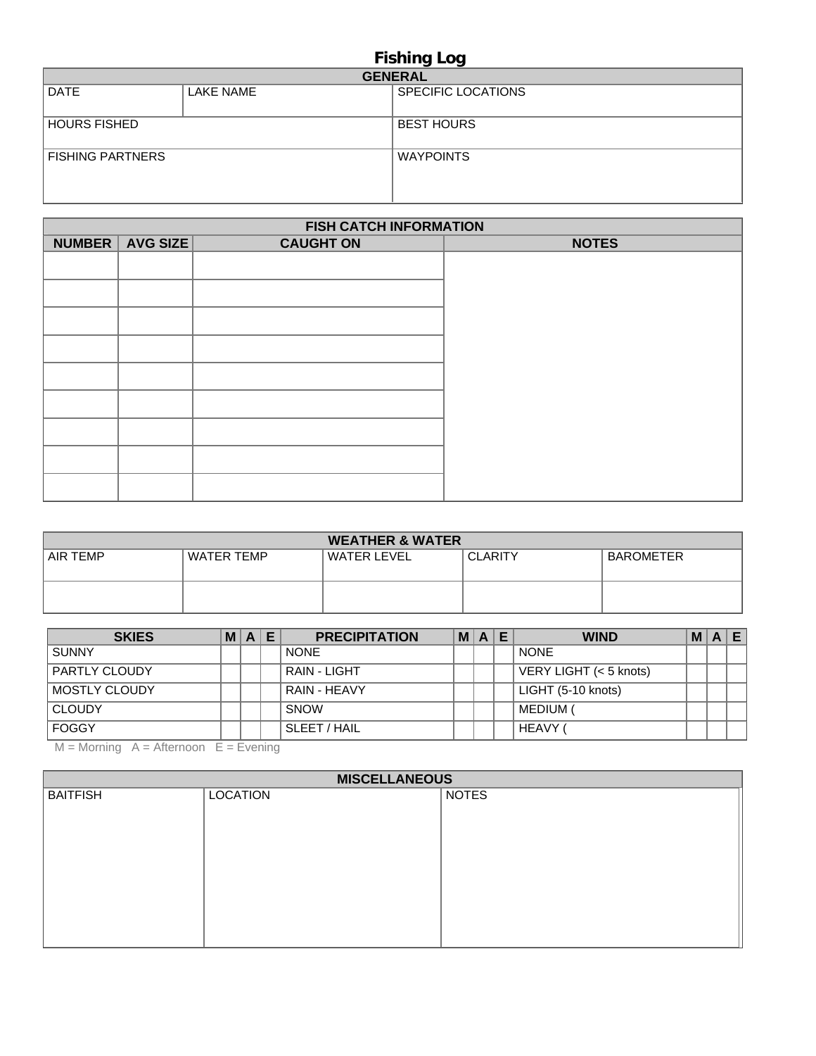# Fishing Log

| GENERAL | | |
|---|---|---|
| DATE | LAKE NAME | SPECIFIC LOCATIONS |
| HOURS FISHED | | BEST HOURS |
| FISHING PARTNERS | | WAYPOINTS |

| FISH CATCH INFORMATION | | | |
|---|---|---|---|
| **NUMBER** | **AVG SIZE** | **CAUGHT ON** | **NOTES** |
| | | | |
| | | | |
| | | | |
| | | | |
| | | | |
| | | | |
| | | | |
| | | | |
| | | | |

| WEATHER & WATER | | | | |
|---|---|---|---|---|
| AIR TEMP | WATER TEMP | WATER LEVEL | CLARITY | BAROMETER |
| | | | | |

| SKIES | M | A | E | PRECIPITATION | M | A | E | WIND | M | A | E |
|---|---|---|---|---|---|---|---|---|---|---|---|
| SUNNY | | | | NONE | | | | NONE | | | |
| PARTLY CLOUDY | | | | RAIN - LIGHT | | | | VERY LIGHT (< 5 knots) | | | |
| MOSTLY CLOUDY | | | | RAIN - HEAVY | | | | LIGHT (5-10 knots) | | | |
| CLOUDY | | | | SNOW | | | | MEDIUM ( | | | |
| FOGGY | | | | SLEET / HAIL | | | | HEAVY ( | | | |

M = Morning A = Afternoon E = Evening

| MISCELLANEOUS | | |
|---|---|---|
| BAITFISH | LOCATION | NOTES |
| | | |